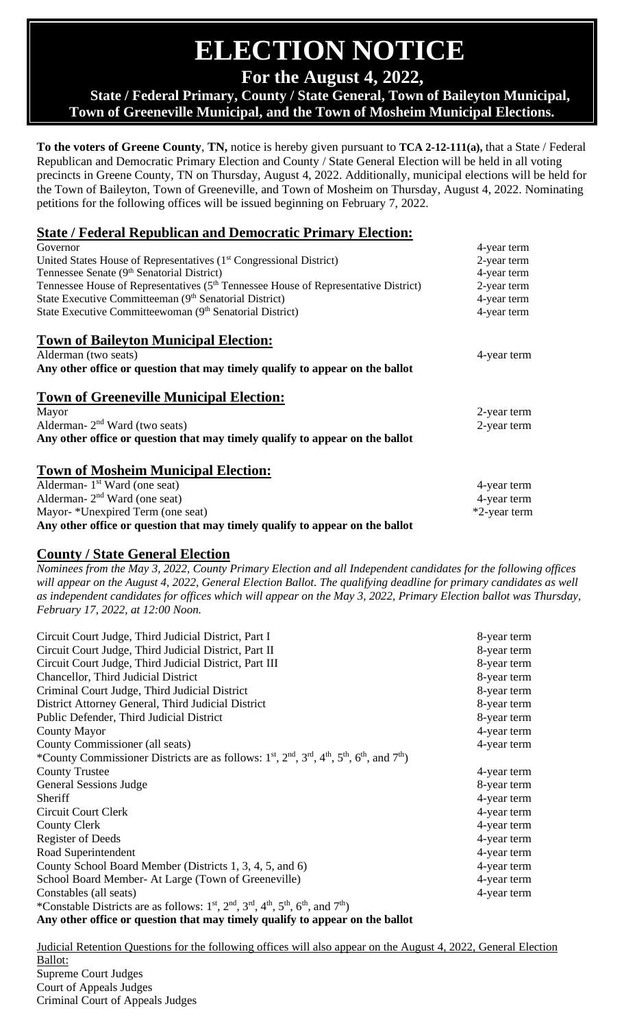# ELECTION NOTICE

## For the August 4, 2022,

**State / Federal Primary, County / State General, Town of Baileyton Municipal, Town of Greeneville Municipal, and the Town of Mosheim Municipal Elections.**

**To the voters of Greene County**, **TN,** notice is hereby given pursuant to **TCA 2-12-111(a),** that a State / Federal Republican and Democratic Primary Election and County / State General Election will be held in all voting precincts in Greene County, TN on Thursday, August 4, 2022. Additionally, municipal elections will be held for the Town of Baileyton, Town of Greeneville, and Town of Mosheim on Thursday, August 4, 2022. Nominating petitions for the following offices will be issued beginning on February 7, 2022.

### State / Federal Republican and Democratic Primary Election:

| | |
|---|---|
| Governor | 4-year term |
| United States House of Representatives (1st Congressional District) | 2-year term |
| Tennessee Senate (9th Senatorial District) | 4-year term |
| Tennessee House of Representatives (5th Tennessee House of Representative District) | 2-year term |
| State Executive Committeeman (9th Senatorial District) | 4-year term |
| State Executive Committeewoman (9th Senatorial District) | 4-year term |

### Town of Baileyton Municipal Election:

| | |
|---|---|
| Alderman (two seats) | 4-year term |
| **Any other office or question that may timely qualify to appear on the ballot** | |

### Town of Greeneville Municipal Election:

| | |
|---|---|
| Mayor | 2-year term |
| Alderman- 2nd Ward (two seats) | 2-year term |
| **Any other office or question that may timely qualify to appear on the ballot** | |

### Town of Mosheim Municipal Election:

| | |
|---|---|
| Alderman- 1st Ward (one seat) | 4-year term |
| Alderman- 2nd Ward (one seat) | 4-year term |
| Mayor- *Unexpired Term (one seat) | *2-year term |
| **Any other office or question that may timely qualify to appear on the ballot** | |

### County / State General Election

*Nominees from the May 3, 2022, County Primary Election and all Independent candidates for the following offices will appear on the August 4, 2022, General Election Ballot. The qualifying deadline for primary candidates as well as independent candidates for offices which will appear on the May 3, 2022, Primary Election ballot was Thursday, February 17, 2022, at 12:00 Noon.*

| | |
|---|---|
| Circuit Court Judge, Third Judicial District, Part I | 8-year term |
| Circuit Court Judge, Third Judicial District, Part II | 8-year term |
| Circuit Court Judge, Third Judicial District, Part III | 8-year term |
| Chancellor, Third Judicial District | 8-year term |
| Criminal Court Judge, Third Judicial District | 8-year term |
| District Attorney General, Third Judicial District | 8-year term |
| Public Defender, Third Judicial District | 8-year term |
| County Mayor | 4-year term |
| County Commissioner (all seats) | 4-year term |
| *County Commissioner Districts are as follows: 1st, 2nd, 3rd, 4th, 5th, 6th, and 7th) | |
| County Trustee | 4-year term |
| General Sessions Judge | 8-year term |
| Sheriff | 4-year term |
| Circuit Court Clerk | 4-year term |
| County Clerk | 4-year term |
| Register of Deeds | 4-year term |
| Road Superintendent | 4-year term |
| County School Board Member (Districts 1, 3, 4, 5, and 6) | 4-year term |
| School Board Member- At Large (Town of Greeneville) | 4-year term |
| Constables (all seats) | 4-year term |
| *Constable Districts are as follows: 1st, 2nd, 3rd, 4th, 5th, 6th, and 7th) | |
| **Any other office or question that may timely qualify to appear on the ballot** | |

Judicial Retention Questions for the following offices will also appear on the August 4, 2022, General Election Ballot:

Supreme Court Judges
Court of Appeals Judges
Criminal Court of Appeals Judges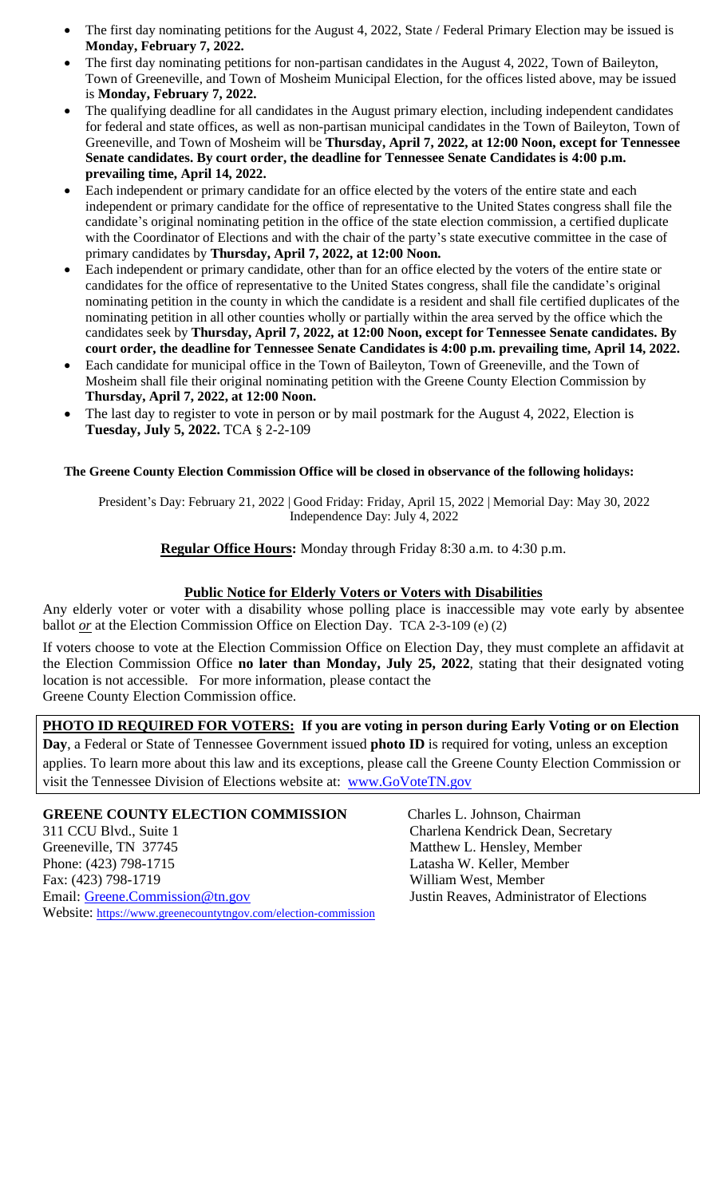- The first day nominating petitions for the August 4, 2022, State / Federal Primary Election may be issued is **Monday, February 7, 2022.**
- The first day nominating petitions for non-partisan candidates in the August 4, 2022, Town of Baileyton, Town of Greeneville, and Town of Mosheim Municipal Election, for the offices listed above, may be issued is **Monday, February 7, 2022.**
- The qualifying deadline for all candidates in the August primary election, including independent candidates for federal and state offices, as well as non-partisan municipal candidates in the Town of Baileyton, Town of Greeneville, and Town of Mosheim will be **Thursday, April 7, 2022, at 12:00 Noon, except for Tennessee Senate candidates. By court order, the deadline for Tennessee Senate Candidates is 4:00 p.m. prevailing time, April 14, 2022.**
- Each independent or primary candidate for an office elected by the voters of the entire state and each independent or primary candidate for the office of representative to the United States congress shall file the candidate's original nominating petition in the office of the state election commission, a certified duplicate with the Coordinator of Elections and with the chair of the party's state executive committee in the case of primary candidates by **Thursday, April 7, 2022, at 12:00 Noon.**
- Each independent or primary candidate, other than for an office elected by the voters of the entire state or candidates for the office of representative to the United States congress, shall file the candidate's original nominating petition in the county in which the candidate is a resident and shall file certified duplicates of the nominating petition in all other counties wholly or partially within the area served by the office which the candidates seek by **Thursday, April 7, 2022, at 12:00 Noon, except for Tennessee Senate candidates. By court order, the deadline for Tennessee Senate Candidates is 4:00 p.m. prevailing time, April 14, 2022.**
- Each candidate for municipal office in the Town of Baileyton, Town of Greeneville, and the Town of Mosheim shall file their original nominating petition with the Greene County Election Commission by **Thursday, April 7, 2022, at 12:00 Noon.**
- The last day to register to vote in person or by mail postmark for the August 4, 2022, Election is **Tuesday, July 5, 2022.** TCA § 2-2-109

**The Greene County Election Commission Office will be closed in observance of the following holidays:**

President's Day: February 21, 2022 | Good Friday: Friday, April 15, 2022 | Memorial Day: May 30, 2022
Independence Day: July 4, 2022

**Regular Office Hours:** Monday through Friday 8:30 a.m. to 4:30 p.m.

**Public Notice for Elderly Voters or Voters with Disabilities**

Any elderly voter or voter with a disability whose polling place is inaccessible may vote early by absentee ballot ***or*** at the Election Commission Office on Election Day. TCA 2-3-109 (e) (2)

If voters choose to vote at the Election Commission Office on Election Day, they must complete an affidavit at the Election Commission Office **no later than Monday, July 25, 2022**, stating that their designated voting location is not accessible. For more information, please contact the Greene County Election Commission office.

**PHOTO ID REQUIRED FOR VOTERS: If you are voting in person during Early Voting or on Election Day**, a Federal or State of Tennessee Government issued **photo ID** is required for voting, unless an exception applies. To learn more about this law and its exceptions, please call the Greene County Election Commission or visit the Tennessee Division of Elections website at: www.GoVoteTN.gov

**GREENE COUNTY ELECTION COMMISSION**
311 CCU Blvd., Suite 1
Greeneville, TN 37745
Phone: (423) 798-1715
Fax: (423) 798-1719
Email: Greene.Commission@tn.gov
Website: https://www.greenecountytngov.com/election-commission

Charles L. Johnson, Chairman
Charlena Kendrick Dean, Secretary
Matthew L. Hensley, Member
Latasha W. Keller, Member
William West, Member
Justin Reaves, Administrator of Elections